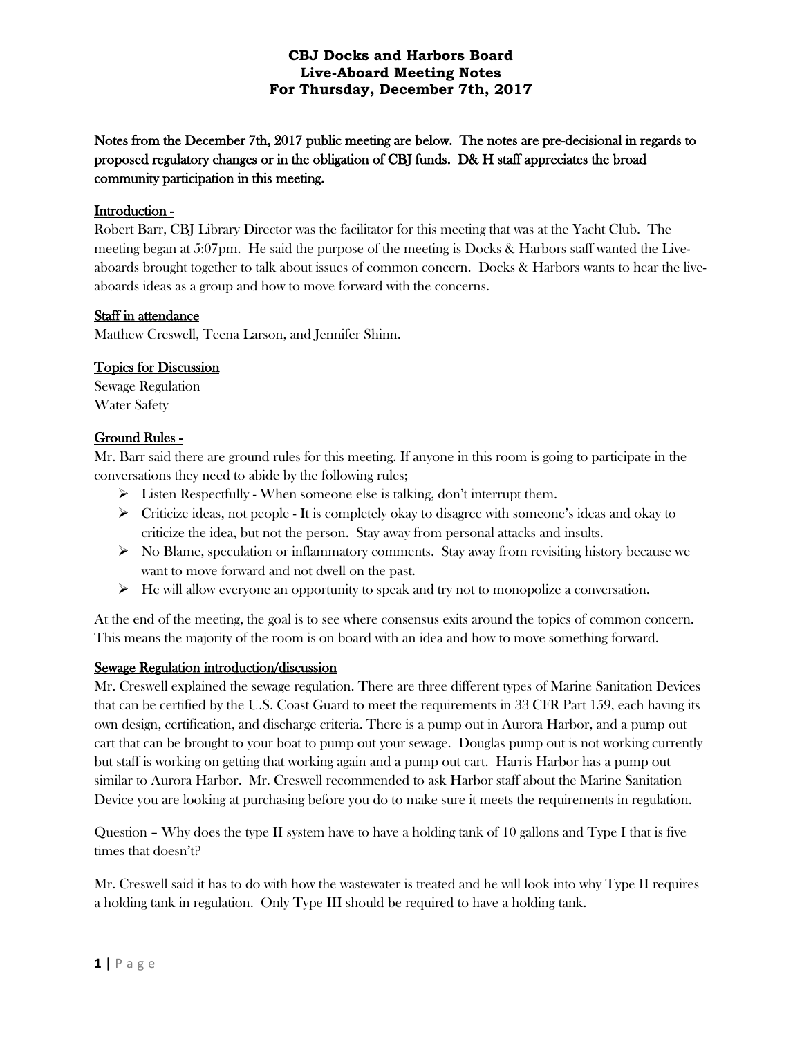# CBJ Docks and Harbors Board
## Live-Aboard Meeting Notes
## For Thursday, December 7th, 2017

Notes from the December 7th, 2017 public meeting are below. The notes are pre-decisional in regards to proposed regulatory changes or in the obligation of CBJ funds. D& H staff appreciates the broad community participation in this meeting.

### Introduction -

Robert Barr, CBJ Library Director was the facilitator for this meeting that was at the Yacht Club. The meeting began at 5:07pm. He said the purpose of the meeting is Docks & Harbors staff wanted the Live-aboards brought together to talk about issues of common concern. Docks & Harbors wants to hear the live-aboards ideas as a group and how to move forward with the concerns.

### Staff in attendance

Matthew Creswell, Teena Larson, and Jennifer Shinn.

### Topics for Discussion

Sewage Regulation
Water Safety

### Ground Rules -

Mr. Barr said there are ground rules for this meeting. If anyone in this room is going to participate in the conversations they need to abide by the following rules;

- Listen Respectfully - When someone else is talking, don't interrupt them.
- Criticize ideas, not people - It is completely okay to disagree with someone's ideas and okay to criticize the idea, but not the person. Stay away from personal attacks and insults.
- No Blame, speculation or inflammatory comments. Stay away from revisiting history because we want to move forward and not dwell on the past.
- He will allow everyone an opportunity to speak and try not to monopolize a conversation.

At the end of the meeting, the goal is to see where consensus exits around the topics of common concern. This means the majority of the room is on board with an idea and how to move something forward.

### Sewage Regulation introduction/discussion

Mr. Creswell explained the sewage regulation. There are three different types of Marine Sanitation Devices that can be certified by the U.S. Coast Guard to meet the requirements in 33 CFR Part 159, each having its own design, certification, and discharge criteria. There is a pump out in Aurora Harbor, and a pump out cart that can be brought to your boat to pump out your sewage. Douglas pump out is not working currently but staff is working on getting that working again and a pump out cart. Harris Harbor has a pump out similar to Aurora Harbor. Mr. Creswell recommended to ask Harbor staff about the Marine Sanitation Device you are looking at purchasing before you do to make sure it meets the requirements in regulation.

Question – Why does the type II system have to have a holding tank of 10 gallons and Type I that is five times that doesn't?

Mr. Creswell said it has to do with how the wastewater is treated and he will look into why Type II requires a holding tank in regulation. Only Type III should be required to have a holding tank.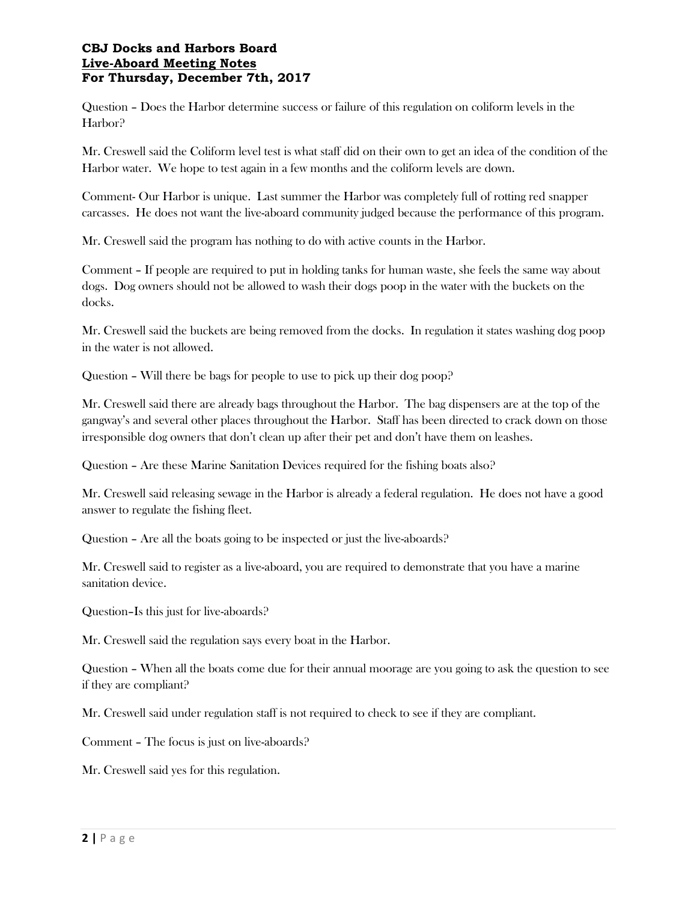**CBJ Docks and Harbors Board**
**Live-Aboard Meeting Notes**
**For Thursday, December 7th, 2017**

Question – Does the Harbor determine success or failure of this regulation on coliform levels in the Harbor?

Mr. Creswell said the Coliform level test is what staff did on their own to get an idea of the condition of the Harbor water. We hope to test again in a few months and the coliform levels are down.

Comment- Our Harbor is unique. Last summer the Harbor was completely full of rotting red snapper carcasses. He does not want the live-aboard community judged because the performance of this program.

Mr. Creswell said the program has nothing to do with active counts in the Harbor.

Comment – If people are required to put in holding tanks for human waste, she feels the same way about dogs. Dog owners should not be allowed to wash their dogs poop in the water with the buckets on the docks.

Mr. Creswell said the buckets are being removed from the docks. In regulation it states washing dog poop in the water is not allowed.

Question – Will there be bags for people to use to pick up their dog poop?

Mr. Creswell said there are already bags throughout the Harbor. The bag dispensers are at the top of the gangway's and several other places throughout the Harbor. Staff has been directed to crack down on those irresponsible dog owners that don't clean up after their pet and don't have them on leashes.

Question – Are these Marine Sanitation Devices required for the fishing boats also?

Mr. Creswell said releasing sewage in the Harbor is already a federal regulation. He does not have a good answer to regulate the fishing fleet.

Question – Are all the boats going to be inspected or just the live-aboards?

Mr. Creswell said to register as a live-aboard, you are required to demonstrate that you have a marine sanitation device.

Question–Is this just for live-aboards?

Mr. Creswell said the regulation says every boat in the Harbor.

Question – When all the boats come due for their annual moorage are you going to ask the question to see if they are compliant?

Mr. Creswell said under regulation staff is not required to check to see if they are compliant.

Comment – The focus is just on live-aboards?

Mr. Creswell said yes for this regulation.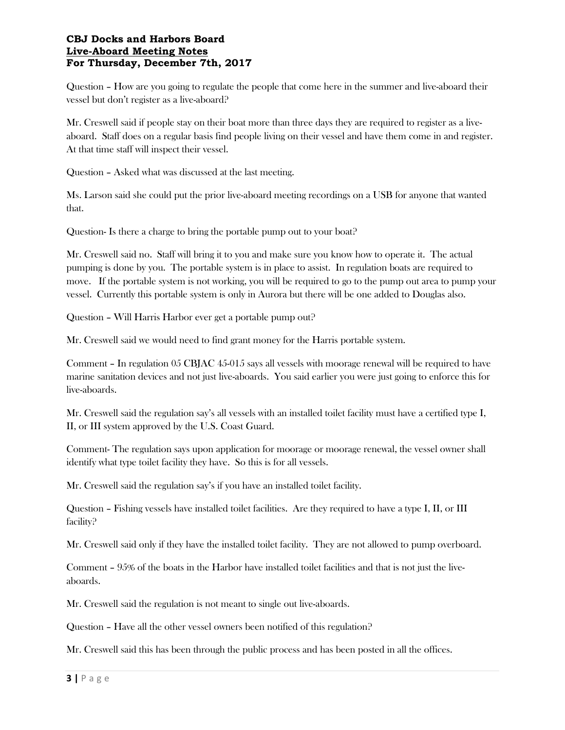**CBJ Docks and Harbors Board**
**Live-Aboard Meeting Notes**
**For Thursday, December 7th, 2017**

Question – How are you going to regulate the people that come here in the summer and live-aboard their vessel but don't register as a live-aboard?

Mr. Creswell said if people stay on their boat more than three days they are required to register as a live-aboard. Staff does on a regular basis find people living on their vessel and have them come in and register. At that time staff will inspect their vessel.

Question – Asked what was discussed at the last meeting.

Ms. Larson said she could put the prior live-aboard meeting recordings on a USB for anyone that wanted that.

Question- Is there a charge to bring the portable pump out to your boat?

Mr. Creswell said no. Staff will bring it to you and make sure you know how to operate it. The actual pumping is done by you. The portable system is in place to assist. In regulation boats are required to move. If the portable system is not working, you will be required to go to the pump out area to pump your vessel. Currently this portable system is only in Aurora but there will be one added to Douglas also.

Question – Will Harris Harbor ever get a portable pump out?

Mr. Creswell said we would need to find grant money for the Harris portable system.

Comment – In regulation 05 CBJAC 45-015 says all vessels with moorage renewal will be required to have marine sanitation devices and not just live-aboards. You said earlier you were just going to enforce this for live-aboards.

Mr. Creswell said the regulation say's all vessels with an installed toilet facility must have a certified type I, II, or III system approved by the U.S. Coast Guard.

Comment- The regulation says upon application for moorage or moorage renewal, the vessel owner shall identify what type toilet facility they have. So this is for all vessels.

Mr. Creswell said the regulation say's if you have an installed toilet facility.

Question – Fishing vessels have installed toilet facilities. Are they required to have a type I, II, or III facility?

Mr. Creswell said only if they have the installed toilet facility. They are not allowed to pump overboard.

Comment – 95% of the boats in the Harbor have installed toilet facilities and that is not just the live-aboards.

Mr. Creswell said the regulation is not meant to single out live-aboards.

Question – Have all the other vessel owners been notified of this regulation?

Mr. Creswell said this has been through the public process and has been posted in all the offices.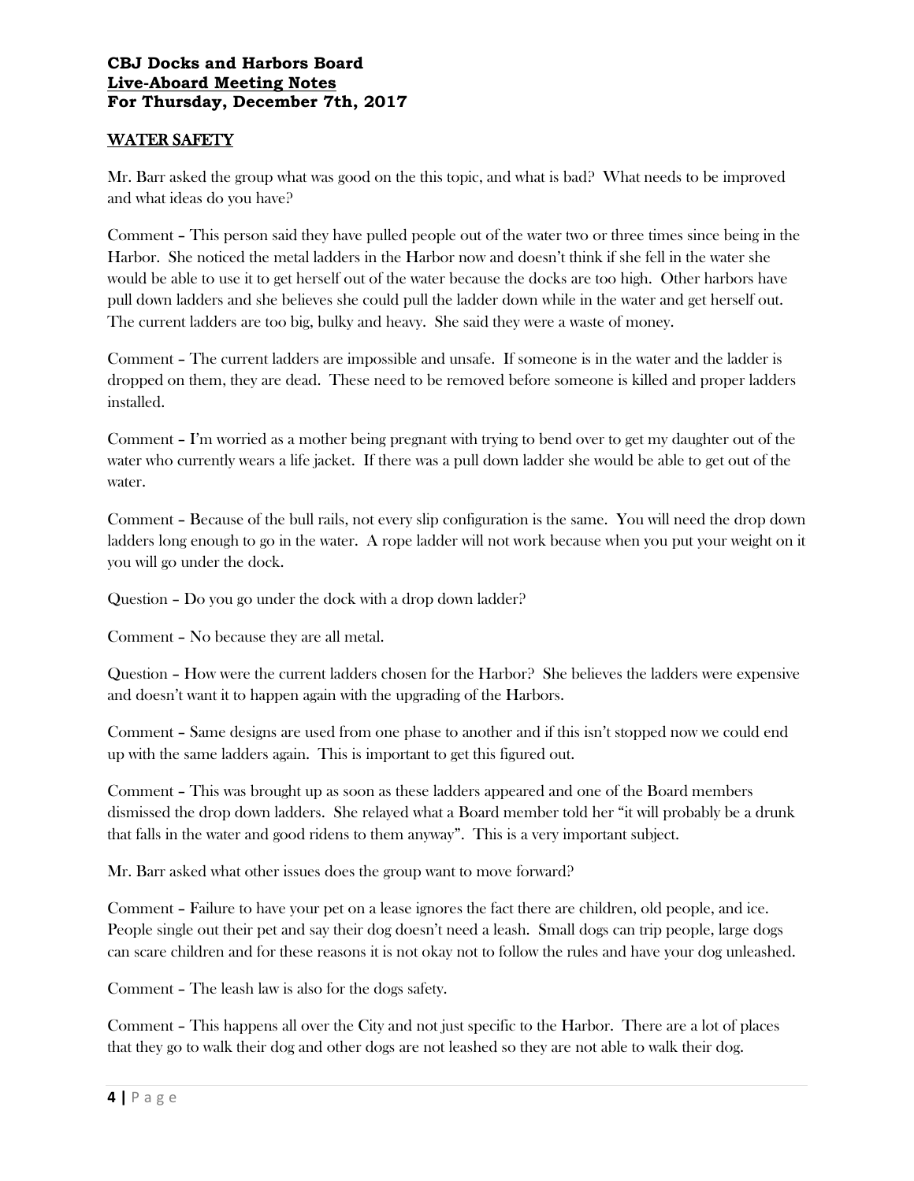**CBJ Docks and Harbors Board**
**Live-Aboard Meeting Notes**
**For Thursday, December 7th, 2017**

## WATER SAFETY

Mr. Barr asked the group what was good on the this topic, and what is bad? What needs to be improved and what ideas do you have?

Comment – This person said they have pulled people out of the water two or three times since being in the Harbor. She noticed the metal ladders in the Harbor now and doesn't think if she fell in the water she would be able to use it to get herself out of the water because the docks are too high. Other harbors have pull down ladders and she believes she could pull the ladder down while in the water and get herself out. The current ladders are too big, bulky and heavy. She said they were a waste of money.

Comment – The current ladders are impossible and unsafe. If someone is in the water and the ladder is dropped on them, they are dead. These need to be removed before someone is killed and proper ladders installed.

Comment – I'm worried as a mother being pregnant with trying to bend over to get my daughter out of the water who currently wears a life jacket. If there was a pull down ladder she would be able to get out of the water.

Comment – Because of the bull rails, not every slip configuration is the same. You will need the drop down ladders long enough to go in the water. A rope ladder will not work because when you put your weight on it you will go under the dock.

Question – Do you go under the dock with a drop down ladder?

Comment – No because they are all metal.

Question – How were the current ladders chosen for the Harbor? She believes the ladders were expensive and doesn't want it to happen again with the upgrading of the Harbors.

Comment – Same designs are used from one phase to another and if this isn't stopped now we could end up with the same ladders again. This is important to get this figured out.

Comment – This was brought up as soon as these ladders appeared and one of the Board members dismissed the drop down ladders. She relayed what a Board member told her "it will probably be a drunk that falls in the water and good ridens to them anyway". This is a very important subject.

Mr. Barr asked what other issues does the group want to move forward?

Comment – Failure to have your pet on a lease ignores the fact there are children, old people, and ice. People single out their pet and say their dog doesn't need a leash. Small dogs can trip people, large dogs can scare children and for these reasons it is not okay not to follow the rules and have your dog unleashed.

Comment – The leash law is also for the dogs safety.

Comment – This happens all over the City and not just specific to the Harbor. There are a lot of places that they go to walk their dog and other dogs are not leashed so they are not able to walk their dog.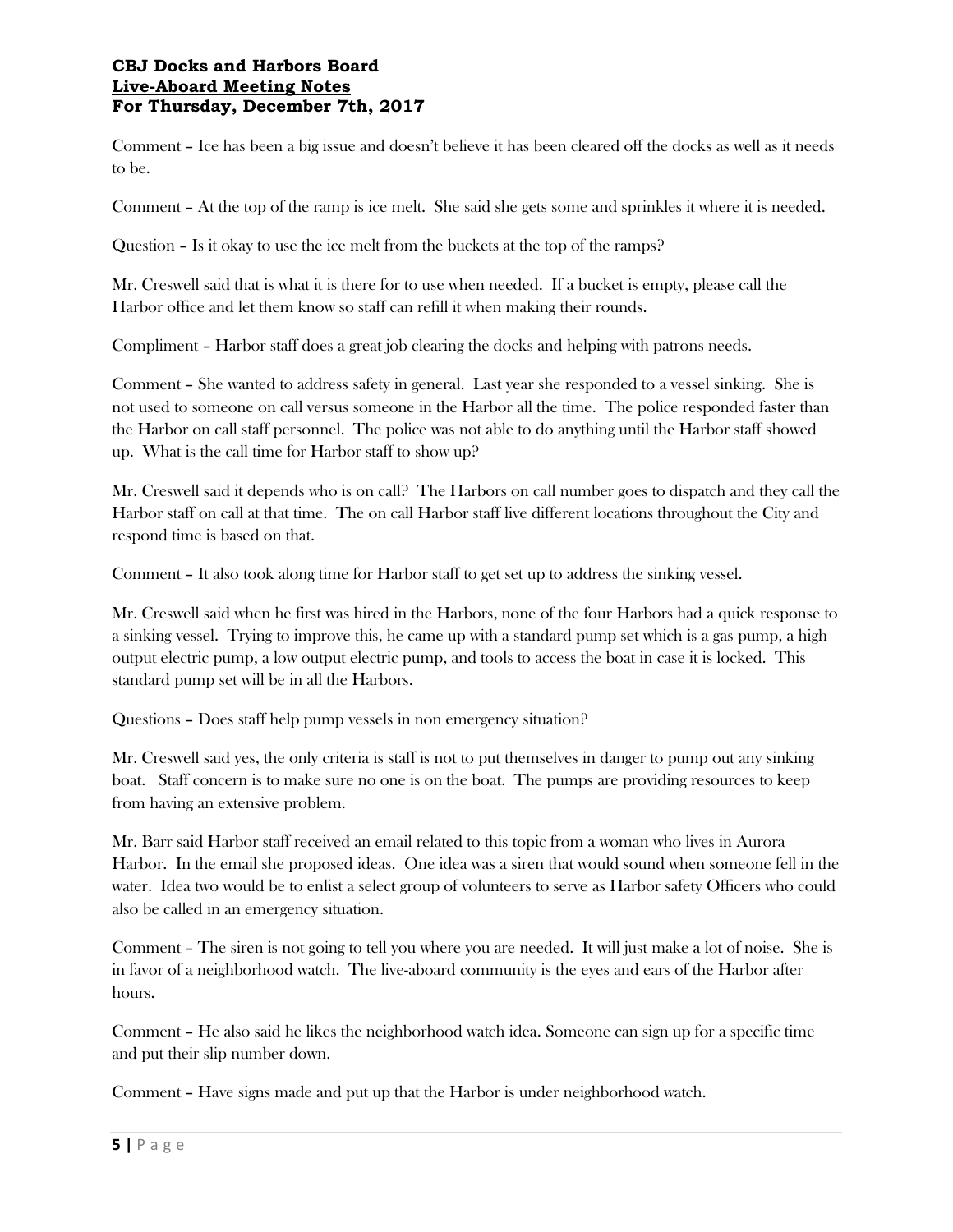Comment – Ice has been a big issue and doesn't believe it has been cleared off the docks as well as it needs to be.

Comment – At the top of the ramp is ice melt. She said she gets some and sprinkles it where it is needed.

Question – Is it okay to use the ice melt from the buckets at the top of the ramps?

Mr. Creswell said that is what it is there for to use when needed. If a bucket is empty, please call the Harbor office and let them know so staff can refill it when making their rounds.

Compliment – Harbor staff does a great job clearing the docks and helping with patrons needs.

Comment – She wanted to address safety in general. Last year she responded to a vessel sinking. She is not used to someone on call versus someone in the Harbor all the time. The police responded faster than the Harbor on call staff personnel. The police was not able to do anything until the Harbor staff showed up. What is the call time for Harbor staff to show up?

Mr. Creswell said it depends who is on call? The Harbors on call number goes to dispatch and they call the Harbor staff on call at that time. The on call Harbor staff live different locations throughout the City and respond time is based on that.

Comment – It also took along time for Harbor staff to get set up to address the sinking vessel.

Mr. Creswell said when he first was hired in the Harbors, none of the four Harbors had a quick response to a sinking vessel. Trying to improve this, he came up with a standard pump set which is a gas pump, a high output electric pump, a low output electric pump, and tools to access the boat in case it is locked. This standard pump set will be in all the Harbors.

Questions – Does staff help pump vessels in non emergency situation?

Mr. Creswell said yes, the only criteria is staff is not to put themselves in danger to pump out any sinking boat. Staff concern is to make sure no one is on the boat. The pumps are providing resources to keep from having an extensive problem.

Mr. Barr said Harbor staff received an email related to this topic from a woman who lives in Aurora Harbor. In the email she proposed ideas. One idea was a siren that would sound when someone fell in the water. Idea two would be to enlist a select group of volunteers to serve as Harbor safety Officers who could also be called in an emergency situation.

Comment – The siren is not going to tell you where you are needed. It will just make a lot of noise. She is in favor of a neighborhood watch. The live-aboard community is the eyes and ears of the Harbor after hours.

Comment – He also said he likes the neighborhood watch idea. Someone can sign up for a specific time and put their slip number down.

Comment – Have signs made and put up that the Harbor is under neighborhood watch.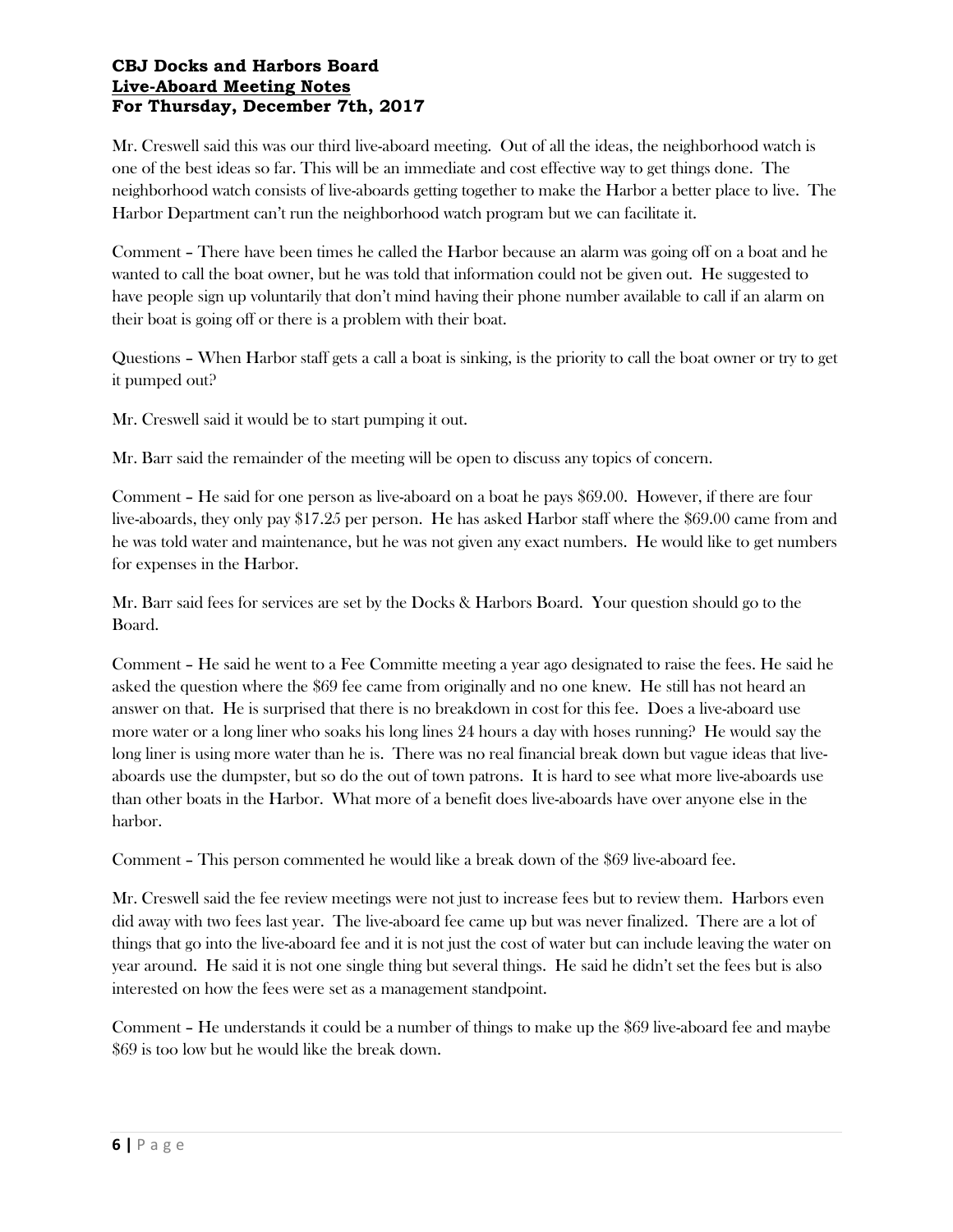**CBJ Docks and Harbors Board**
**<u>Live-Aboard Meeting Notes</u>**
**For Thursday, December 7th, 2017**

Mr. Creswell said this was our third live-aboard meeting. Out of all the ideas, the neighborhood watch is one of the best ideas so far. This will be an immediate and cost effective way to get things done. The neighborhood watch consists of live-aboards getting together to make the Harbor a better place to live. The Harbor Department can't run the neighborhood watch program but we can facilitate it.

Comment – There have been times he called the Harbor because an alarm was going off on a boat and he wanted to call the boat owner, but he was told that information could not be given out. He suggested to have people sign up voluntarily that don't mind having their phone number available to call if an alarm on their boat is going off or there is a problem with their boat.

Questions – When Harbor staff gets a call a boat is sinking, is the priority to call the boat owner or try to get it pumped out?

Mr. Creswell said it would be to start pumping it out.

Mr. Barr said the remainder of the meeting will be open to discuss any topics of concern.

Comment – He said for one person as live-aboard on a boat he pays $69.00. However, if there are four live-aboards, they only pay $17.25 per person. He has asked Harbor staff where the $69.00 came from and he was told water and maintenance, but he was not given any exact numbers. He would like to get numbers for expenses in the Harbor.

Mr. Barr said fees for services are set by the Docks & Harbors Board. Your question should go to the Board.

Comment – He said he went to a Fee Committe meeting a year ago designated to raise the fees. He said he asked the question where the $69 fee came from originally and no one knew. He still has not heard an answer on that. He is surprised that there is no breakdown in cost for this fee. Does a live-aboard use more water or a long liner who soaks his long lines 24 hours a day with hoses running? He would say the long liner is using more water than he is. There was no real financial break down but vague ideas that live-aboards use the dumpster, but so do the out of town patrons. It is hard to see what more live-aboards use than other boats in the Harbor. What more of a benefit does live-aboards have over anyone else in the harbor.

Comment – This person commented he would like a break down of the $69 live-aboard fee.

Mr. Creswell said the fee review meetings were not just to increase fees but to review them. Harbors even did away with two fees last year. The live-aboard fee came up but was never finalized. There are a lot of things that go into the live-aboard fee and it is not just the cost of water but can include leaving the water on year around. He said it is not one single thing but several things. He said he didn't set the fees but is also interested on how the fees were set as a management standpoint.

Comment – He understands it could be a number of things to make up the $69 live-aboard fee and maybe $69 is too low but he would like the break down.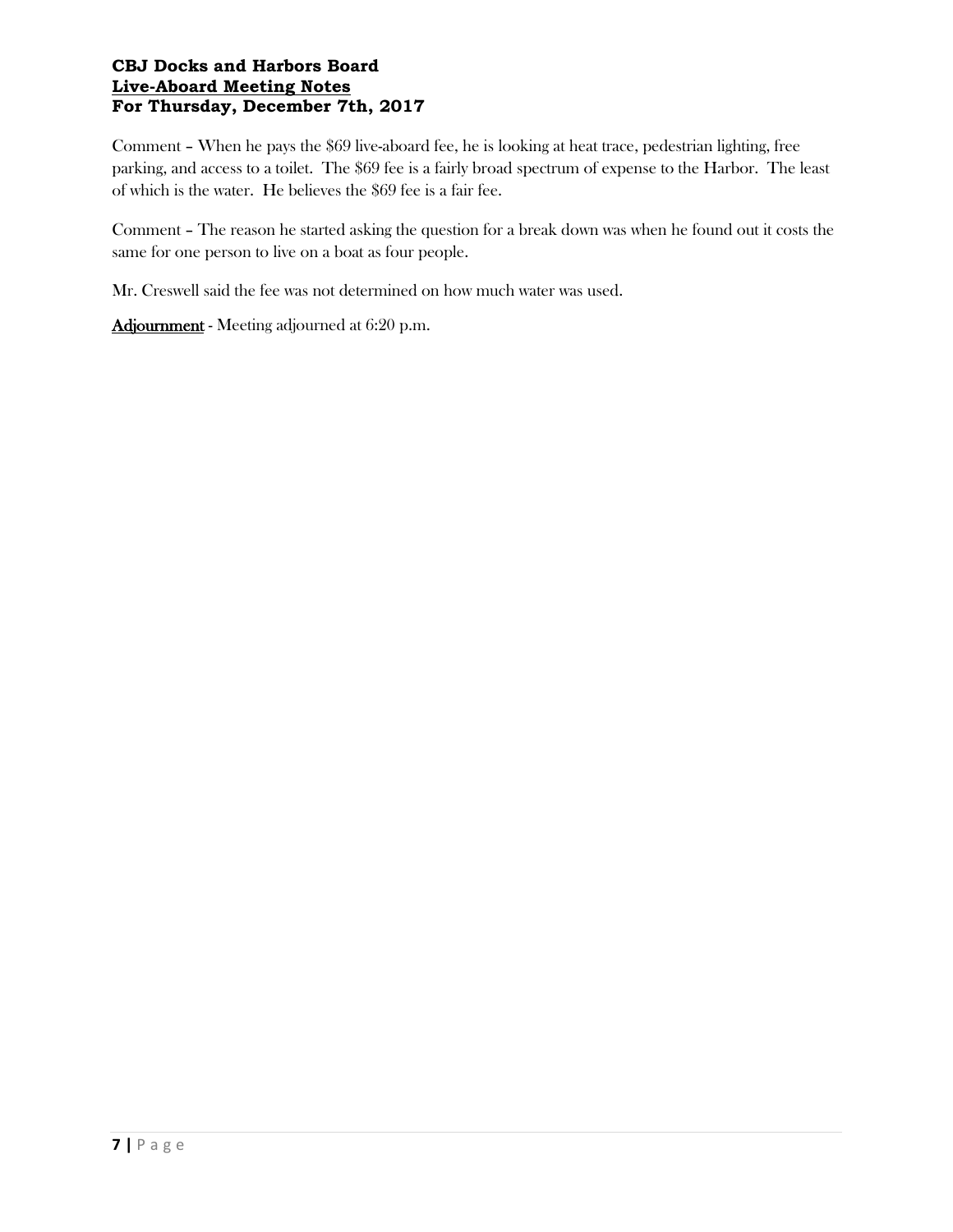**CBJ Docks and Harbors Board**
**Live-Aboard Meeting Notes**
**For Thursday, December 7th, 2017**

Comment – When he pays the $69 live-aboard fee, he is looking at heat trace, pedestrian lighting, free parking, and access to a toilet. The $69 fee is a fairly broad spectrum of expense to the Harbor. The least of which is the water. He believes the $69 fee is a fair fee.

Comment – The reason he started asking the question for a break down was when he found out it costs the same for one person to live on a boat as four people.

Mr. Creswell said the fee was not determined on how much water was used.

**Adjournment** - Meeting adjourned at 6:20 p.m.